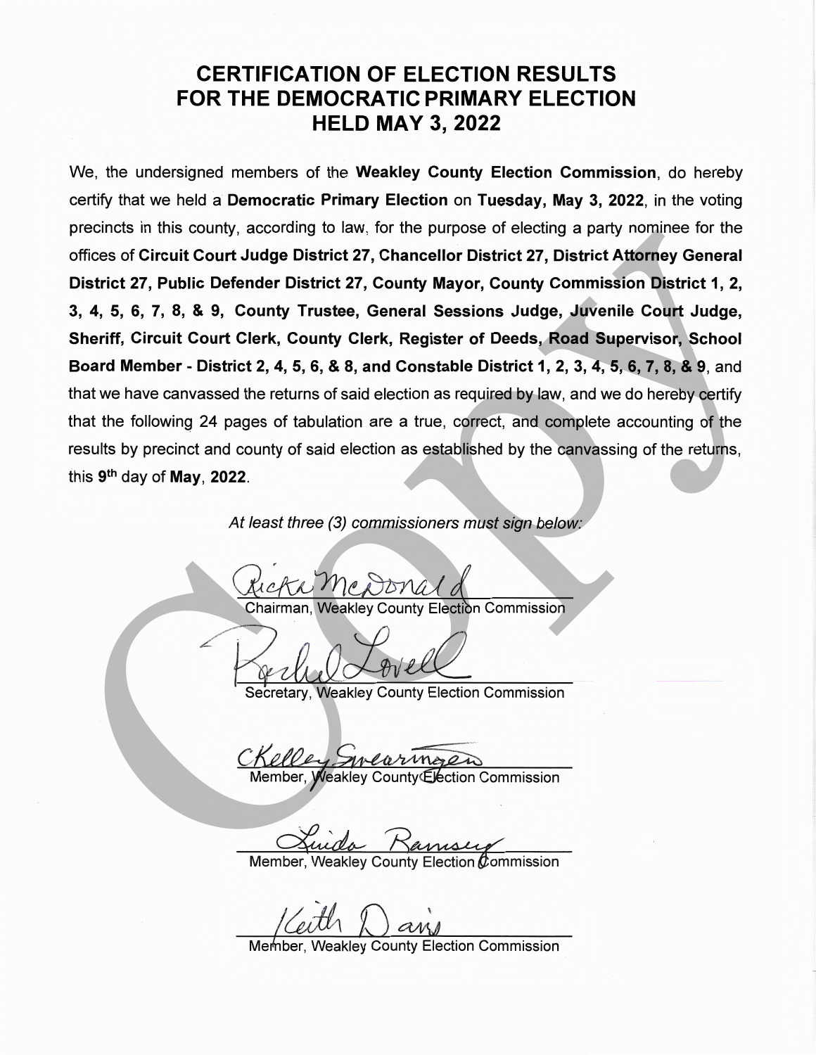# CERTIFICATION OF ELECTION RESULTS FOR THE DEMOCRATIC PRIMARY ELECTION HELD MAY 3, 2022

We, the undersigned members of the **Weakley County Election Commission**, do hereby certify that we held a **Democratic Primary Election** on **Tuesday, May 3, 2022**, in the voting precincts in this county, according to law, for the purpose of electing a party nominee for the offices of **Circuit Court Judge District 27, Chancellor District 27, District Attorney General District 27, Public Defender District 27, County Mayor, County Commission District 1, 2, 3, 4, 5, 6, 7, 8, & 9, County Trustee, General Sessions Judge, Juvenile Court Judge, Sheriff, Circuit Court Clerk, County Clerk, Register of Deeds, Road Supervisor, School Board Member - District 2, 4, 5, 6, & 8, and Constable District 1, 2, 3, 4, 5, 6, 7, 8, & 9**, and that we have canvassed the returns of said election as required by law, and we do hereby certify that the following 24 pages of tabulation are a true, correct, and complete accounting of the results by precinct and county of said election as established by the canvassing of the returns, this **9th** day of **May**, **2022**.

*At least three (3) commissioners must sign below:*

Ricki McDonald
Chairman, Weakley County Election Commission

Rachel Lovell
Secretary, Weakley County Election Commission

C Kelley Swearingen
Member, Weakley County Election Commission

Linda Ramsey
Member, Weakley County Election Commission

Keith Davis
Member, Weakley County Election Commission

Copy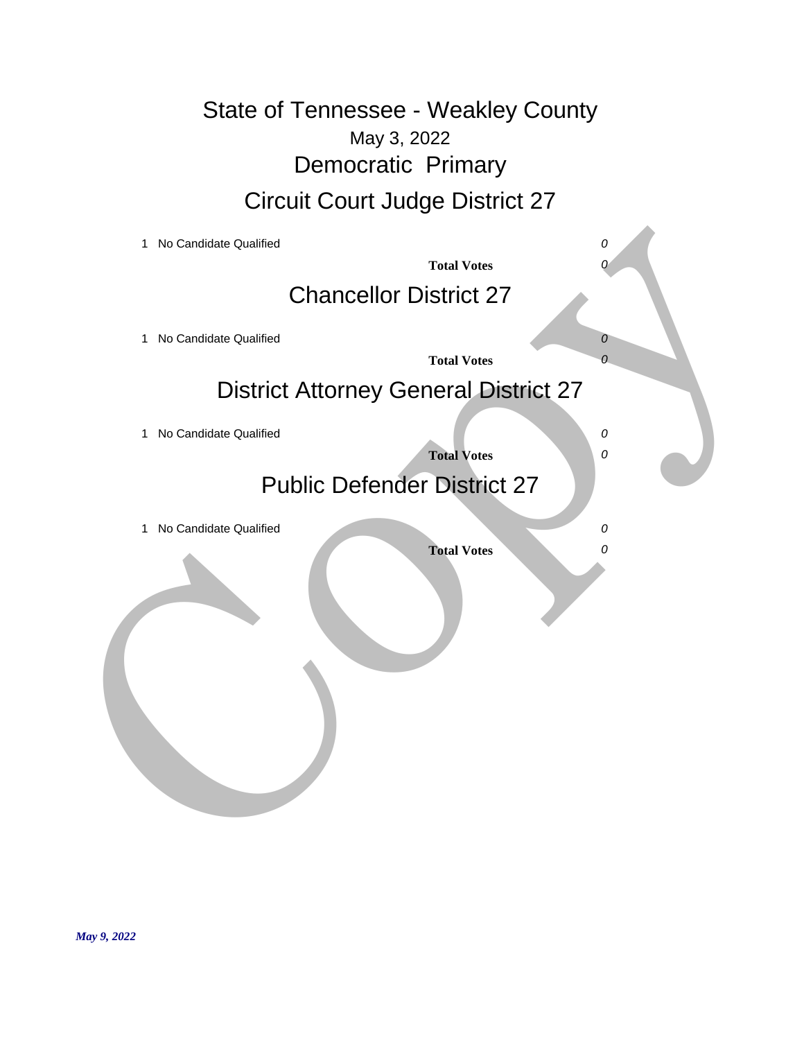# State of Tennessee - Weakley County

May 3, 2022

## Democratic Primary

## Circuit Court Judge District 27

| | | |
|---|---|---|
| 1 | No Candidate Qualified | *0* |
| | **Total Votes** | *0* |

## Chancellor District 27

| | | |
|---|---|---|
| 1 | No Candidate Qualified | *0* |
| | **Total Votes** | *0* |

## District Attorney General District 27

| | | |
|---|---|---|
| 1 | No Candidate Qualified | *0* |
| | **Total Votes** | *0* |

## Public Defender District 27

| | | |
|---|---|---|
| 1 | No Candidate Qualified | *0* |
| | **Total Votes** | *0* |

***May 9, 2022***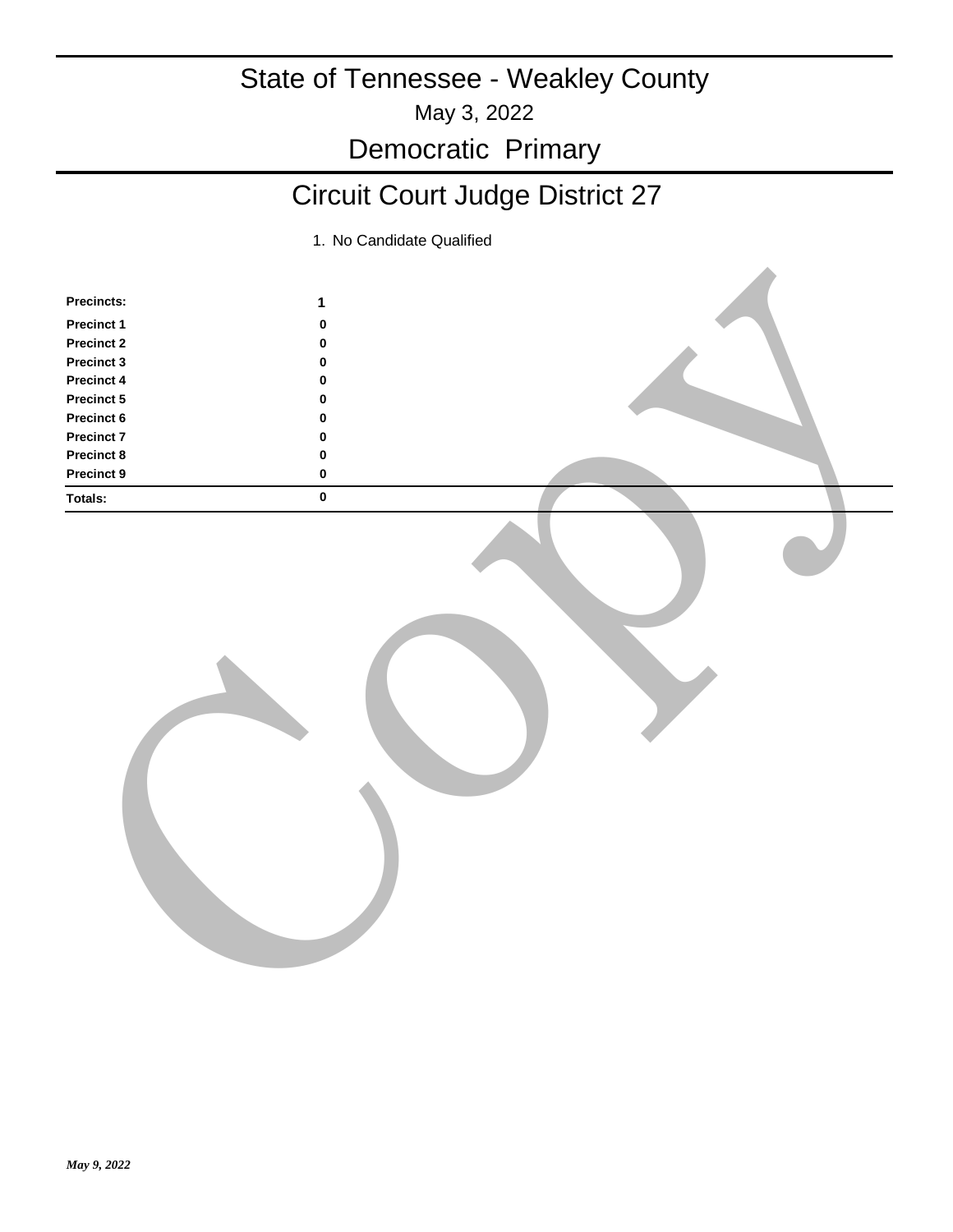# State of Tennessee - Weakley County

May 3, 2022

## Democratic Primary

## Circuit Court Judge District 27

1. No Candidate Qualified

| Precincts: | 1 |
| --- | --- |
| Precinct 1 | 0 |
| Precinct 2 | 0 |
| Precinct 3 | 0 |
| Precinct 4 | 0 |
| Precinct 5 | 0 |
| Precinct 6 | 0 |
| Precinct 7 | 0 |
| Precinct 8 | 0 |
| Precinct 9 | 0 |
| **Totals:** | **0** |

*May 9, 2022*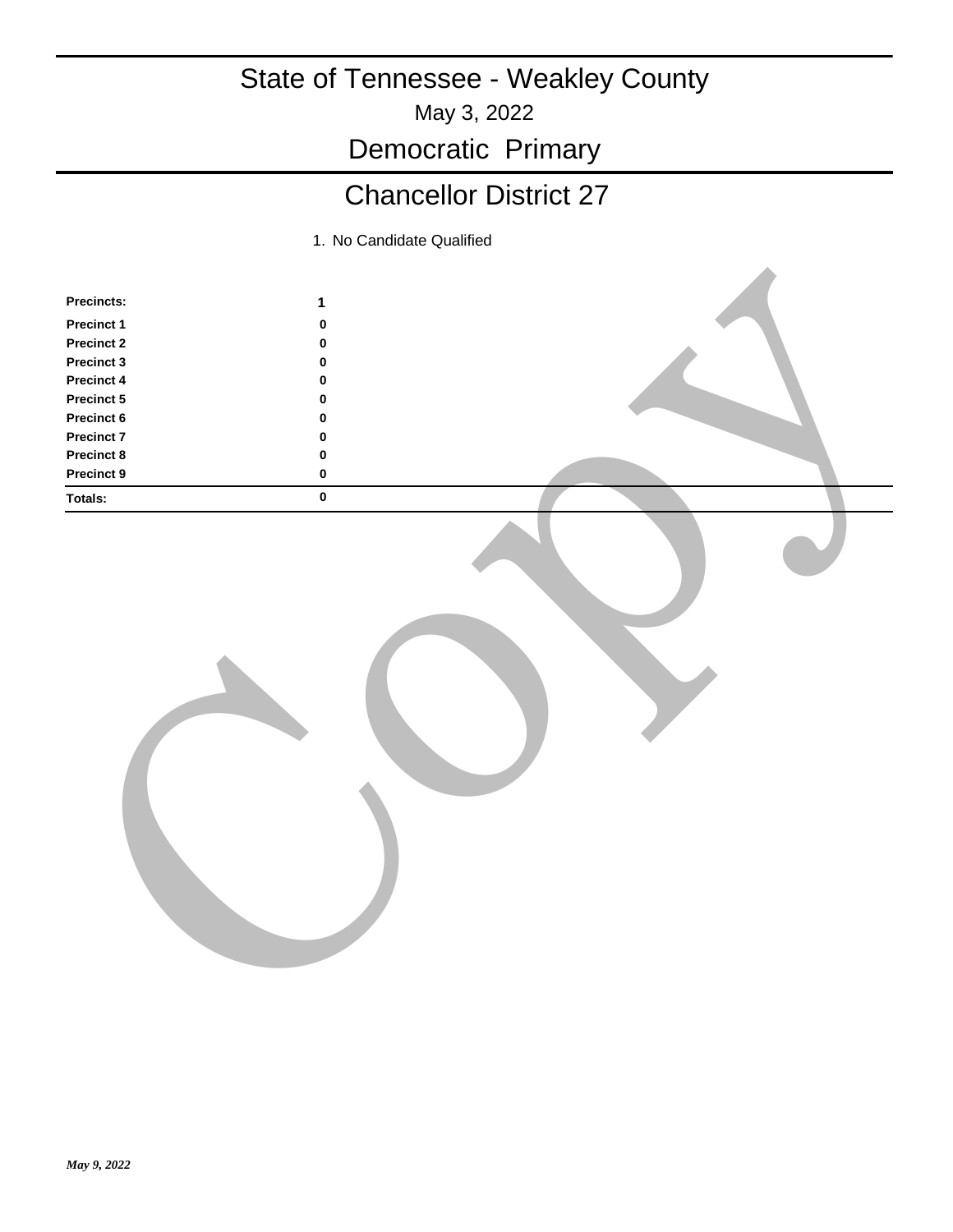# State of Tennessee - Weakley County

May 3, 2022

## Democratic Primary

## Chancellor District 27

| | 1. No Candidate Qualified |
|---|---|
| **Precincts:** | **1** |
| **Precinct 1** | **0** |
| **Precinct 2** | **0** |
| **Precinct 3** | **0** |
| **Precinct 4** | **0** |
| **Precinct 5** | **0** |
| **Precinct 6** | **0** |
| **Precinct 7** | **0** |
| **Precinct 8** | **0** |
| **Precinct 9** | **0** |
| **Totals:** | **0** |

*May 9, 2022*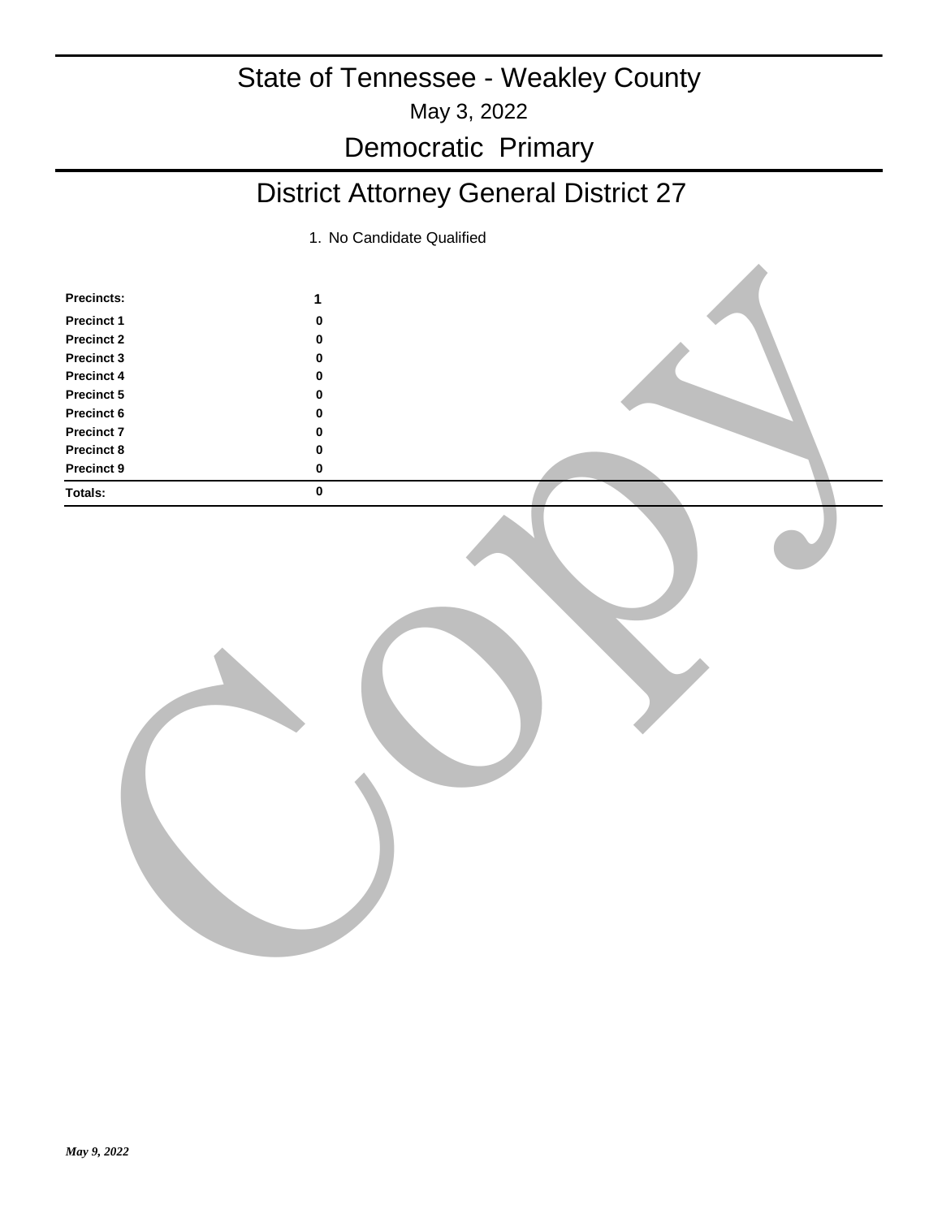# State of Tennessee - Weakley County

May 3, 2022

## Democratic Primary

## District Attorney General District 27

| | 1. No Candidate Qualified |
|---|---|
| **Precincts:** | **1** |
| **Precinct 1** | **0** |
| **Precinct 2** | **0** |
| **Precinct 3** | **0** |
| **Precinct 4** | **0** |
| **Precinct 5** | **0** |
| **Precinct 6** | **0** |
| **Precinct 7** | **0** |
| **Precinct 8** | **0** |
| **Precinct 9** | **0** |
| **Totals:** | **0** |

*May 9, 2022*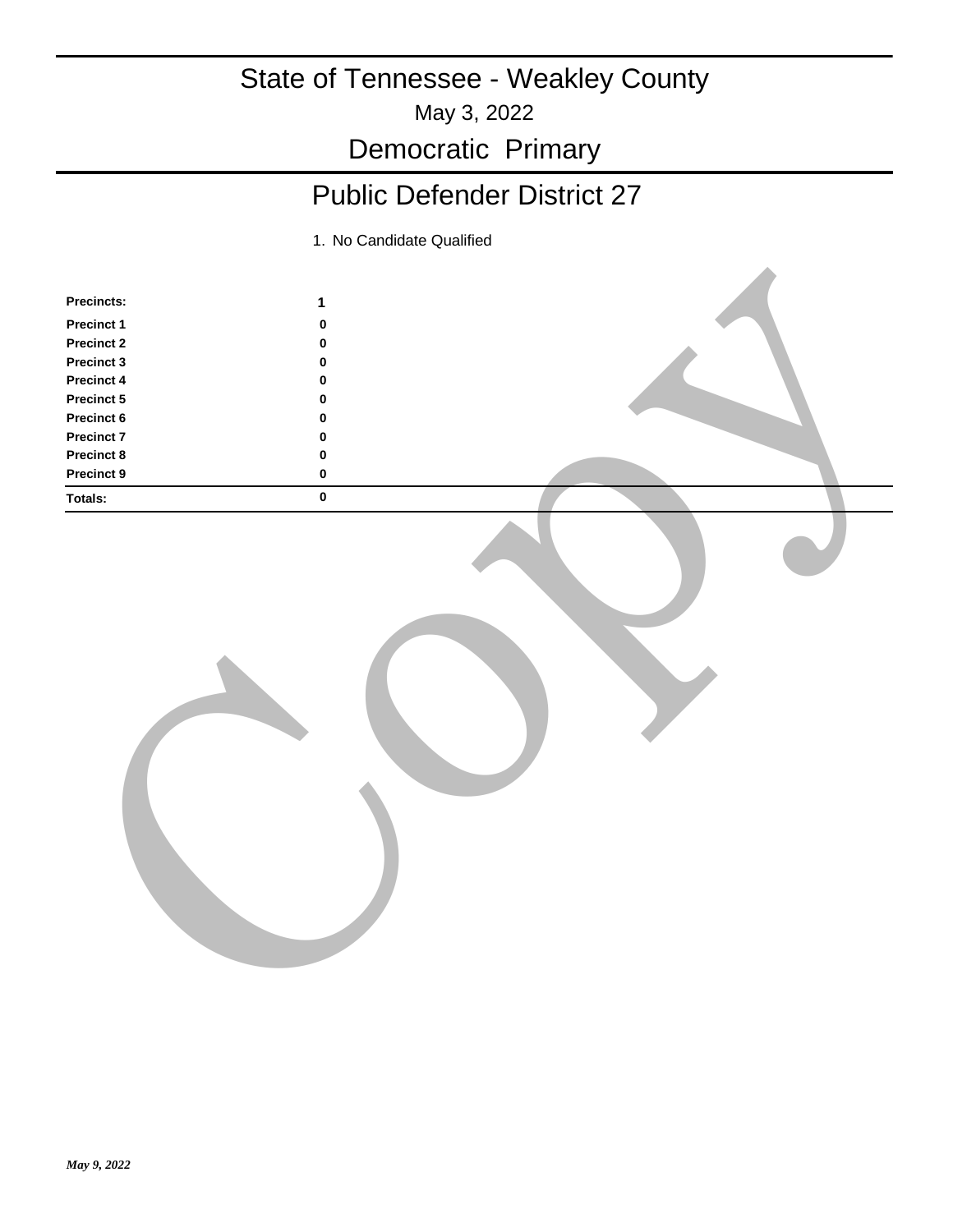# State of Tennessee - Weakley County

May 3, 2022

## Democratic Primary

## Public Defender District 27

| Precincts: | 1. No Candidate Qualified |
|---|---|
| | 1 |
| Precinct 1 | 0 |
| Precinct 2 | 0 |
| Precinct 3 | 0 |
| Precinct 4 | 0 |
| Precinct 5 | 0 |
| Precinct 6 | 0 |
| Precinct 7 | 0 |
| Precinct 8 | 0 |
| Precinct 9 | 0 |
| **Totals:** | 0 |

Copy

*May 9, 2022*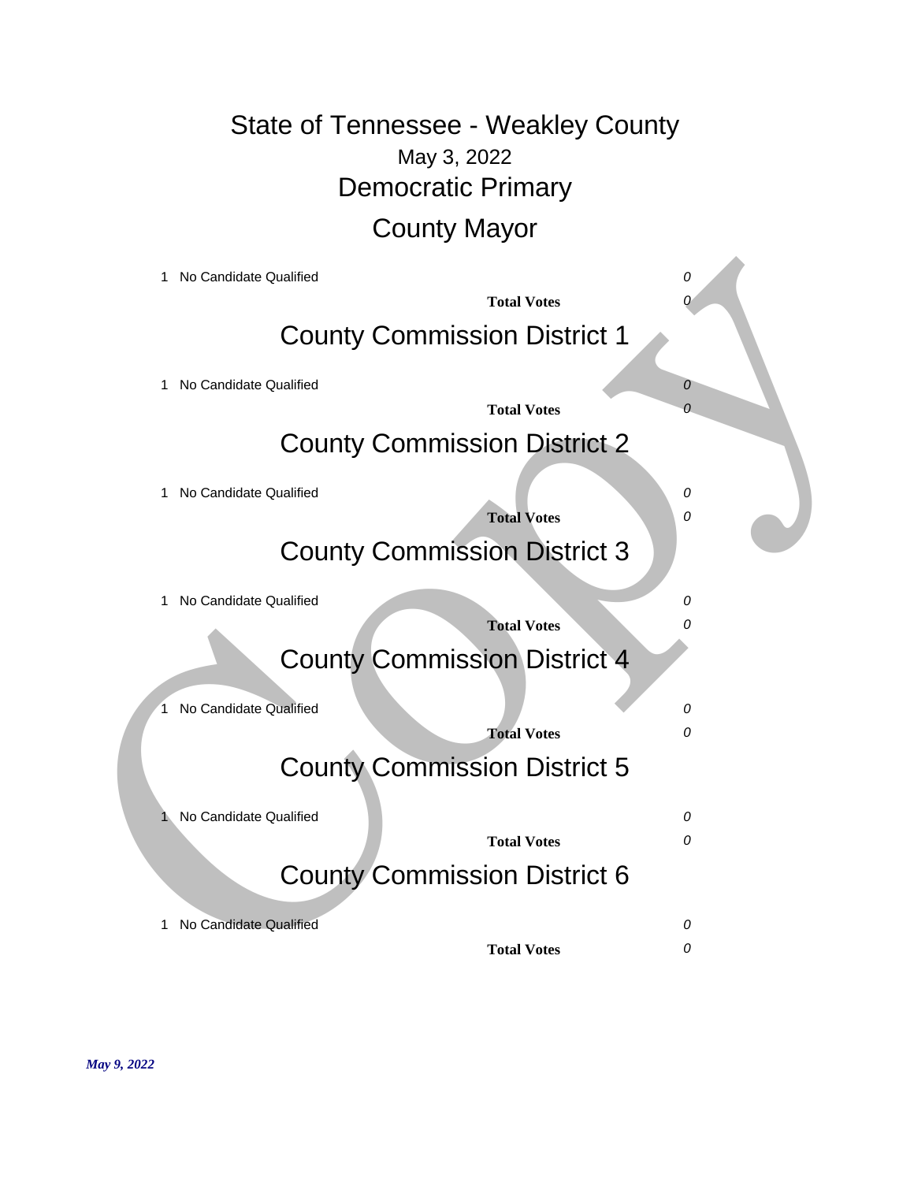# State of Tennessee - Weakley County

May 3, 2022

## Democratic Primary

### County Mayor

| | | |
|---|---|---|
| 1 | No Candidate Qualified | *0* |
| | **Total Votes** | *0* |

### County Commission District 1

| | | |
|---|---|---|
| 1 | No Candidate Qualified | *0* |
| | **Total Votes** | *0* |

### County Commission District 2

| | | |
|---|---|---|
| 1 | No Candidate Qualified | *0* |
| | **Total Votes** | *0* |

### County Commission District 3

| | | |
|---|---|---|
| 1 | No Candidate Qualified | *0* |
| | **Total Votes** | *0* |

### County Commission District 4

| | | |
|---|---|---|
| 1 | No Candidate Qualified | *0* |
| | **Total Votes** | *0* |

### County Commission District 5

| | | |
|---|---|---|
| 1 | No Candidate Qualified | *0* |
| | **Total Votes** | *0* |

### County Commission District 6

| | | |
|---|---|---|
| 1 | No Candidate Qualified | *0* |
| | **Total Votes** | *0* |

*May 9, 2022*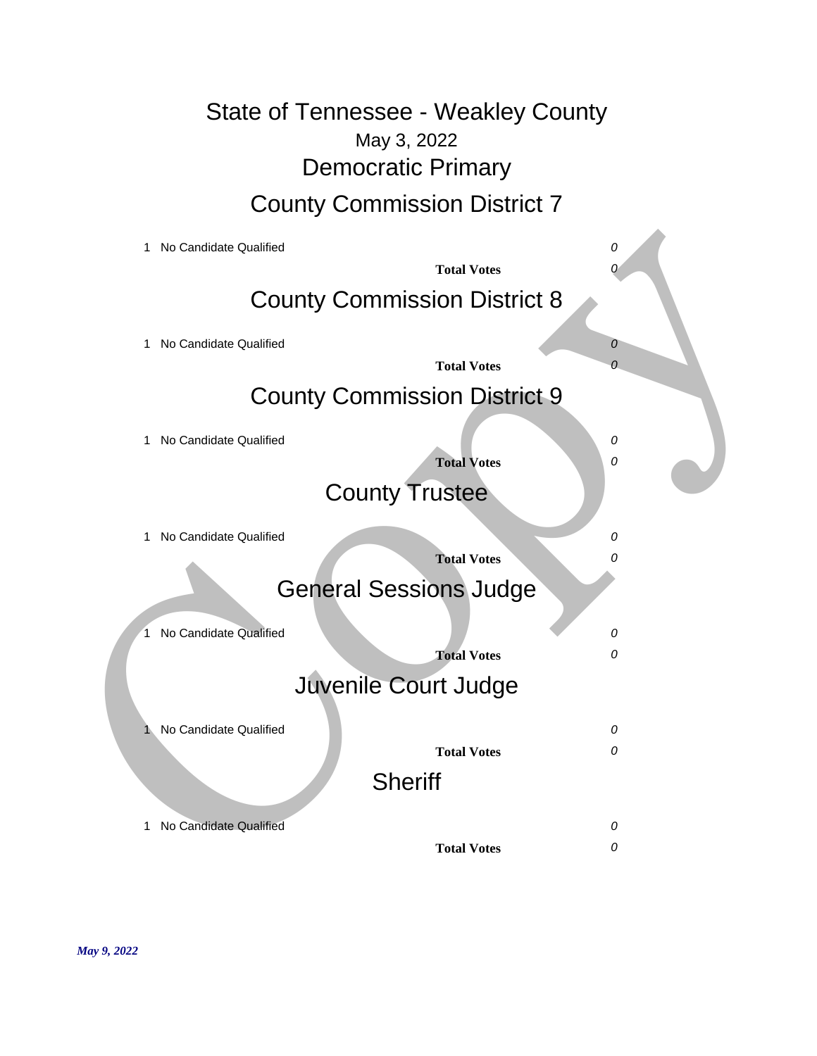# State of Tennessee - Weakley County

May 3, 2022

## Democratic Primary

### County Commission District 7

| | | |
|---|---|---|
| 1 | No Candidate Qualified | *0* |
| | **Total Votes** | *0* |

### County Commission District 8

| | | |
|---|---|---|
| 1 | No Candidate Qualified | *0* |
| | **Total Votes** | *0* |

### County Commission District 9

| | | |
|---|---|---|
| 1 | No Candidate Qualified | *0* |
| | **Total Votes** | *0* |

### County Trustee

| | | |
|---|---|---|
| 1 | No Candidate Qualified | *0* |
| | **Total Votes** | *0* |

### General Sessions Judge

| | | |
|---|---|---|
| 1 | No Candidate Qualified | *0* |
| | **Total Votes** | *0* |

### Juvenile Court Judge

| | | |
|---|---|---|
| 1 | No Candidate Qualified | *0* |
| | **Total Votes** | *0* |

### Sheriff

| | | |
|---|---|---|
| 1 | No Candidate Qualified | *0* |
| | **Total Votes** | *0* |

Copy

***May 9, 2022***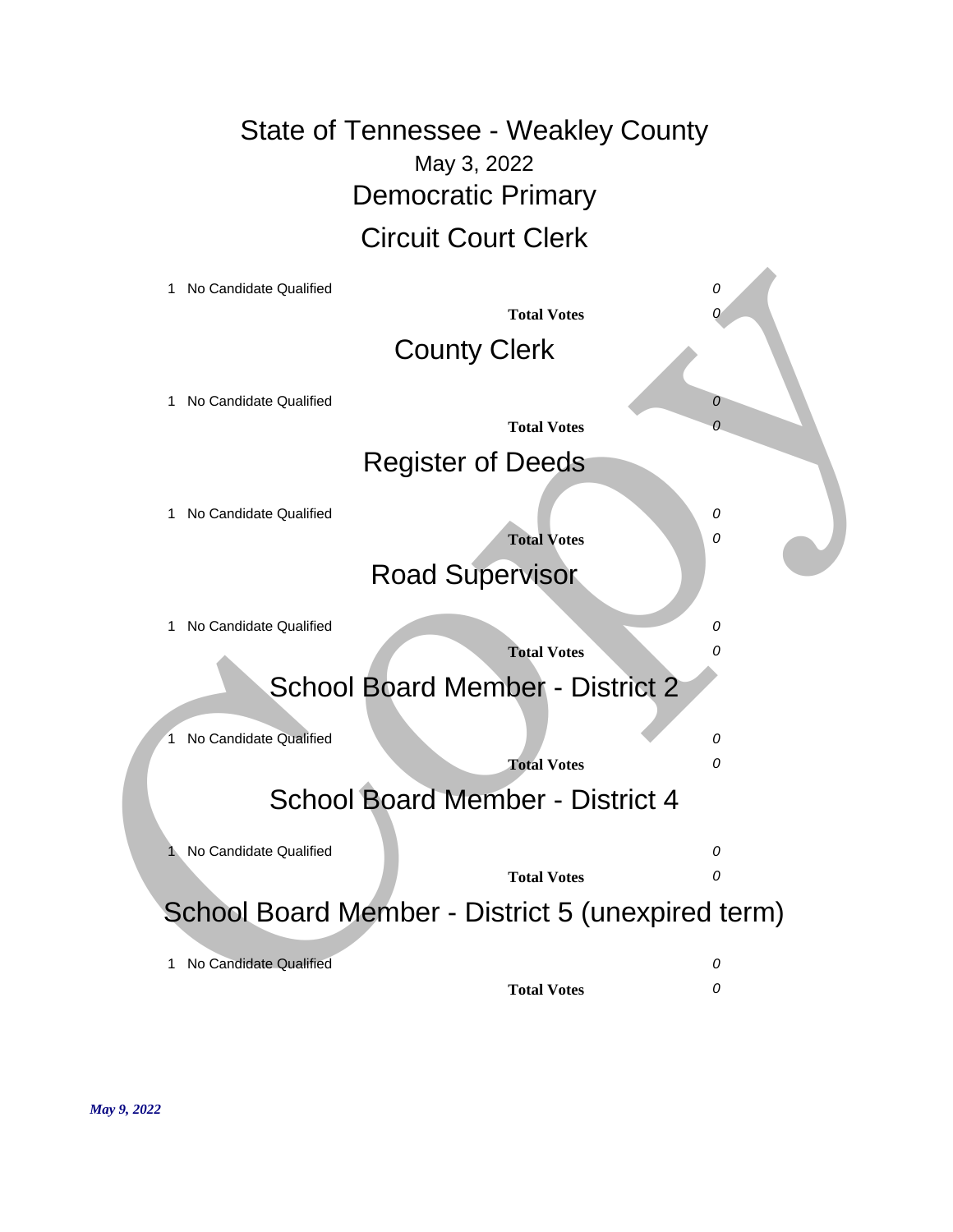# State of Tennessee - Weakley County

May 3, 2022

## Democratic Primary

### Circuit Court Clerk

| | | |
|---|---|---|
| 1 | No Candidate Qualified | *0* |
| | **Total Votes** | *0* |

### County Clerk

| | | |
|---|---|---|
| 1 | No Candidate Qualified | *0* |
| | **Total Votes** | *0* |

### Register of Deeds

| | | |
|---|---|---|
| 1 | No Candidate Qualified | *0* |
| | **Total Votes** | *0* |

### Road Supervisor

| | | |
|---|---|---|
| 1 | No Candidate Qualified | *0* |
| | **Total Votes** | *0* |

### School Board Member - District 2

| | | |
|---|---|---|
| 1 | No Candidate Qualified | *0* |
| | **Total Votes** | *0* |

### School Board Member - District 4

| | | |
|---|---|---|
| 1 | No Candidate Qualified | *0* |
| | **Total Votes** | *0* |

### School Board Member - District 5 (unexpired term)

| | | |
|---|---|---|
| 1 | No Candidate Qualified | *0* |
| | **Total Votes** | *0* |

***May 9, 2022***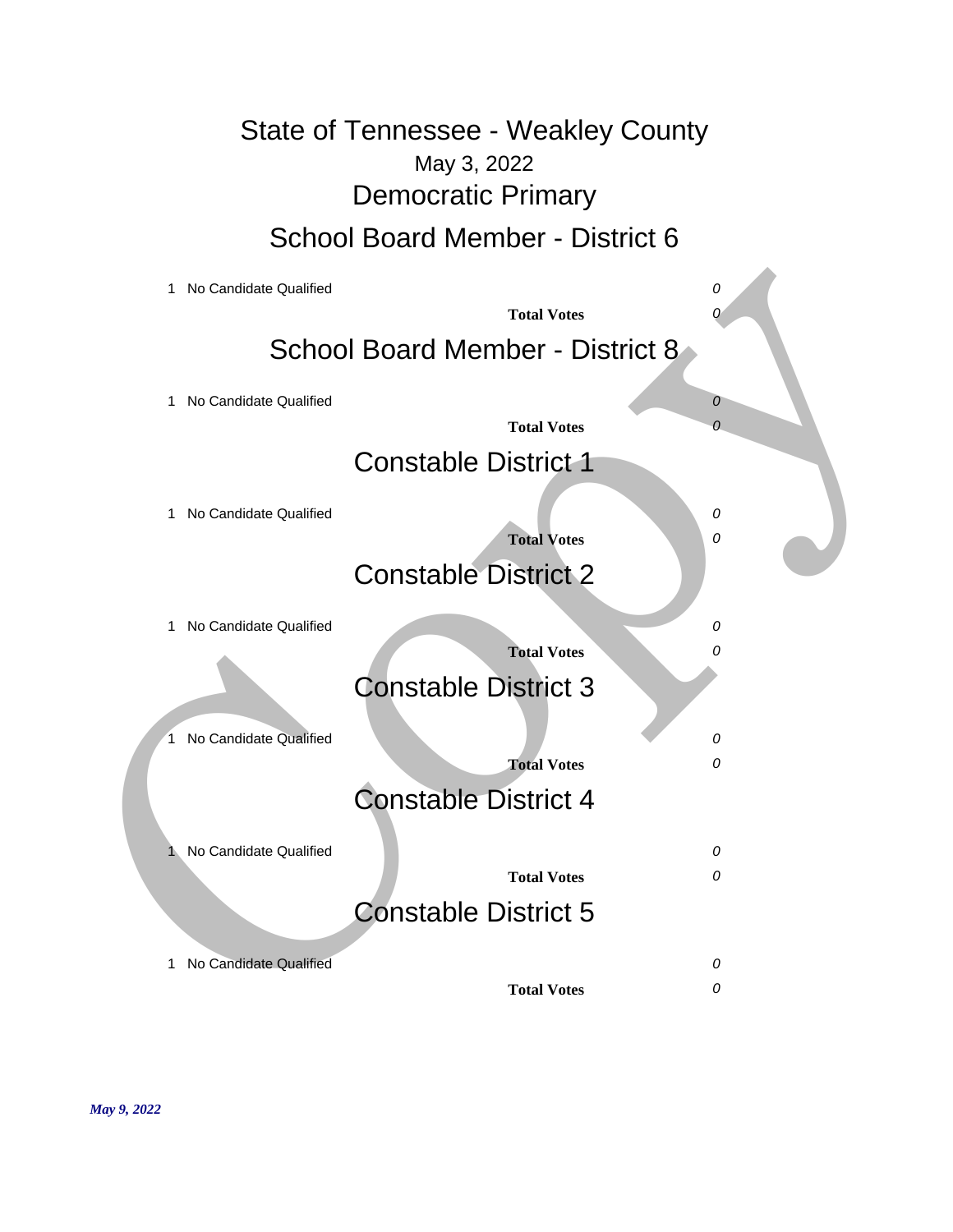# State of Tennessee - Weakley County

May 3, 2022

## Democratic Primary

### School Board Member - District 6

| | | |
|---|---|---|
| 1 | No Candidate Qualified | *0* |
| | **Total Votes** | *0* |

### School Board Member - District 8

| | | |
|---|---|---|
| 1 | No Candidate Qualified | *0* |
| | **Total Votes** | *0* |

### Constable District 1

| | | |
|---|---|---|
| 1 | No Candidate Qualified | *0* |
| | **Total Votes** | *0* |

### Constable District 2

| | | |
|---|---|---|
| 1 | No Candidate Qualified | *0* |
| | **Total Votes** | *0* |

### Constable District 3

| | | |
|---|---|---|
| 1 | No Candidate Qualified | *0* |
| | **Total Votes** | *0* |

### Constable District 4

| | | |
|---|---|---|
| 1 | No Candidate Qualified | *0* |
| | **Total Votes** | *0* |

### Constable District 5

| | | |
|---|---|---|
| 1 | No Candidate Qualified | *0* |
| | **Total Votes** | *0* |

*May 9, 2022*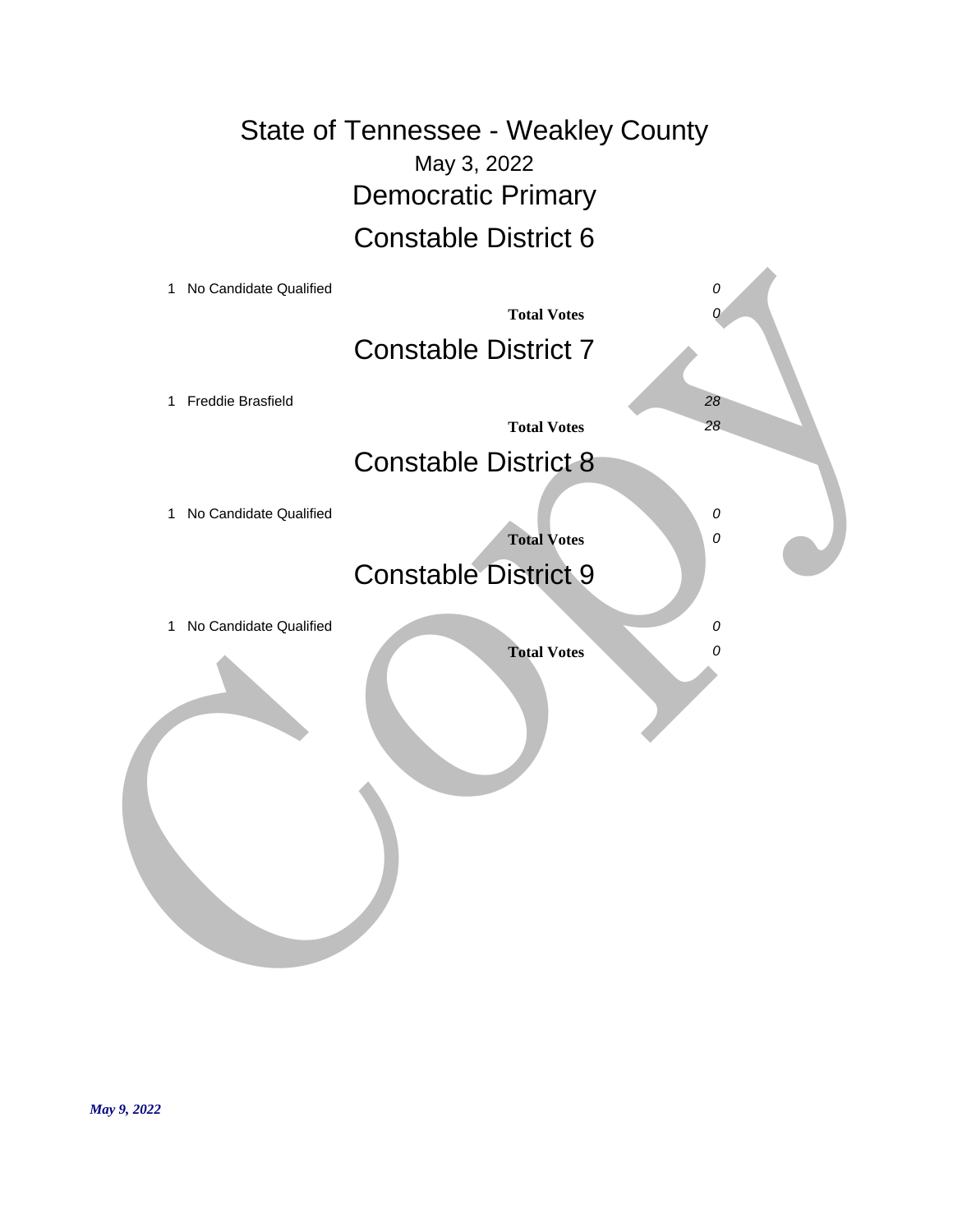# State of Tennessee - Weakley County

May 3, 2022

## Democratic Primary

## Constable District 6

| | | |
|---|---|---|
| 1 | No Candidate Qualified | *0* |
| | **Total Votes** | *0* |

## Constable District 7

| | | |
|---|---|---|
| 1 | Freddie Brasfield | *28* |
| | **Total Votes** | *28* |

## Constable District 8

| | | |
|---|---|---|
| 1 | No Candidate Qualified | *0* |
| | **Total Votes** | *0* |

## Constable District 9

| | | |
|---|---|---|
| 1 | No Candidate Qualified | *0* |
| | **Total Votes** | *0* |

***May 9, 2022***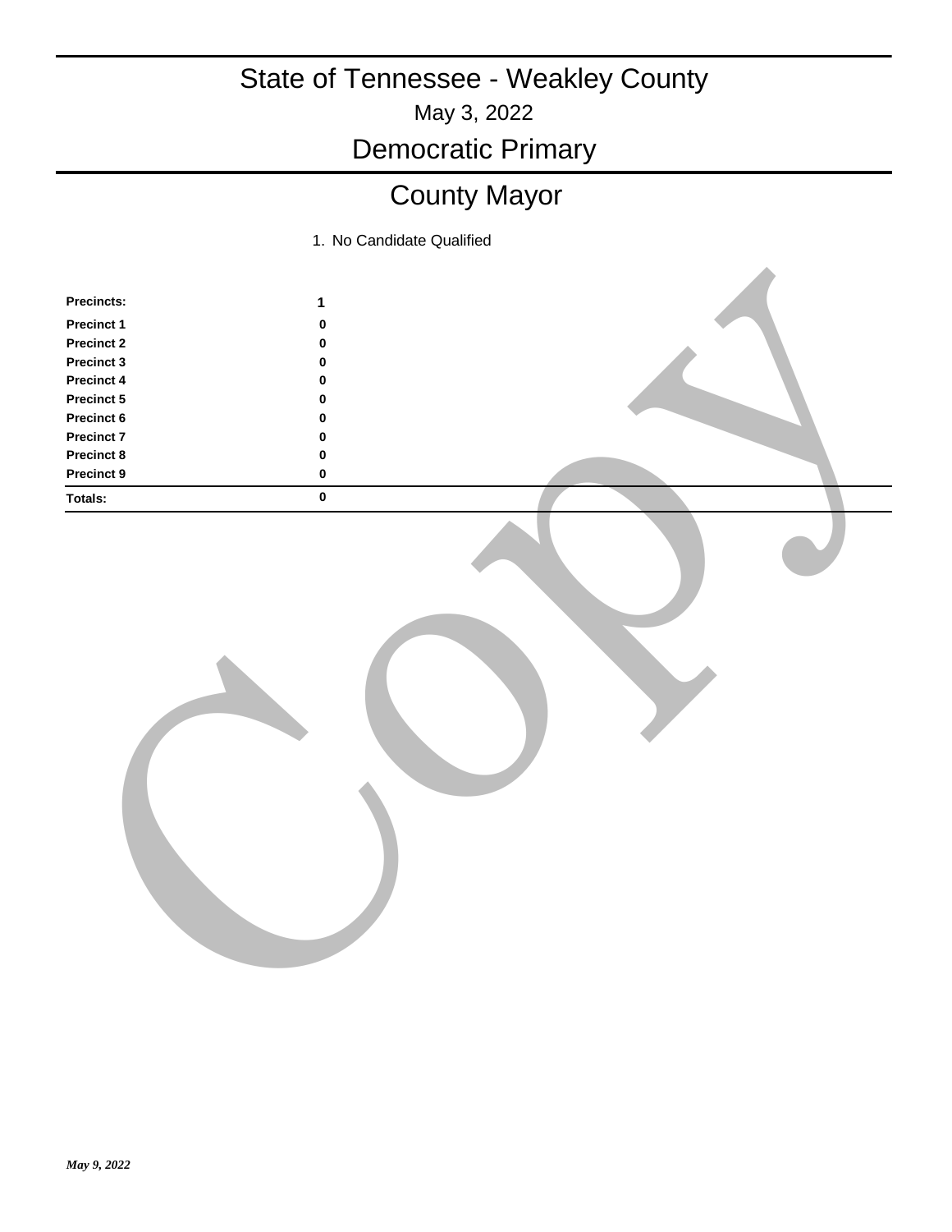# State of Tennessee - Weakley County

May 3, 2022

## Democratic Primary

## County Mayor

| | 1. No Candidate Qualified |
|---|---|
| **Precincts:** | **1** |
| **Precinct 1** | **0** |
| **Precinct 2** | **0** |
| **Precinct 3** | **0** |
| **Precinct 4** | **0** |
| **Precinct 5** | **0** |
| **Precinct 6** | **0** |
| **Precinct 7** | **0** |
| **Precinct 8** | **0** |
| **Precinct 9** | **0** |
| **Totals:** | **0** |

*May 9, 2022*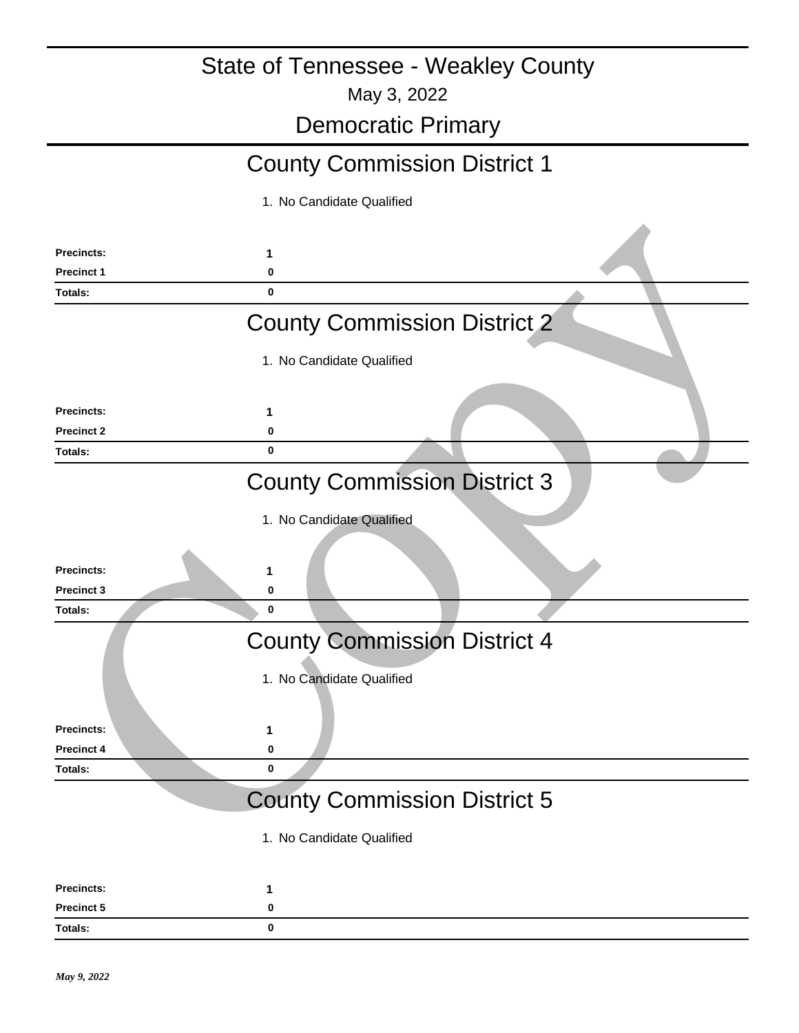# State of Tennessee - Weakley County

May 3, 2022

## Democratic Primary

### County Commission District 1

1. No Candidate Qualified

| | |
|---|---|
| **Precincts:** | **1** |
| **Precinct 1** | **0** |
| **Totals:** | **0** |

### County Commission District 2

1. No Candidate Qualified

| | |
|---|---|
| **Precincts:** | **1** |
| **Precinct 2** | **0** |
| **Totals:** | **0** |

### County Commission District 3

1. No Candidate Qualified

| | |
|---|---|
| **Precincts:** | **1** |
| **Precinct 3** | **0** |
| **Totals:** | **0** |

### County Commission District 4

1. No Candidate Qualified

| | |
|---|---|
| **Precincts:** | **1** |
| **Precinct 4** | **0** |
| **Totals:** | **0** |

### County Commission District 5

1. No Candidate Qualified

| | |
|---|---|
| **Precincts:** | **1** |
| **Precinct 5** | **0** |
| **Totals:** | **0** |

*May 9, 2022*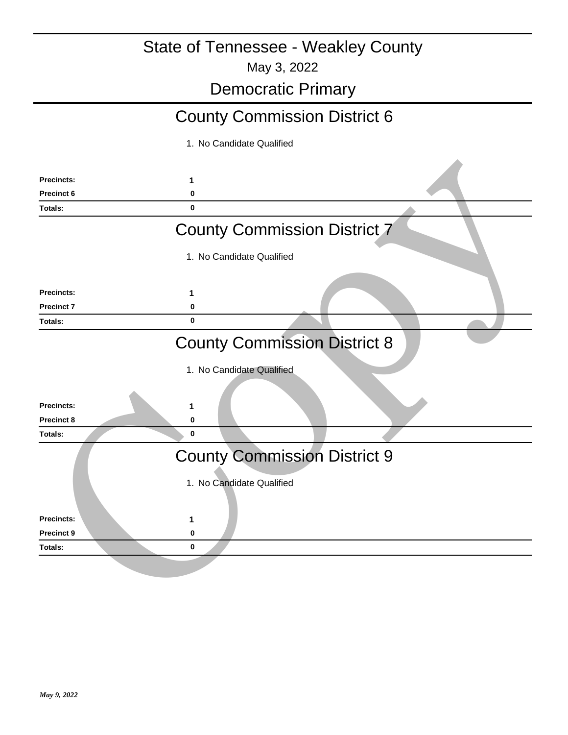# State of Tennessee - Weakley County

May 3, 2022

## Democratic Primary

### County Commission District 6

1. No Candidate Qualified

| Precincts: | 1 |
|---|---|
| Precinct 6 | 0 |
| Totals: | 0 |

### County Commission District 7

1. No Candidate Qualified

| Precincts: | 1 |
|---|---|
| Precinct 7 | 0 |
| Totals: | 0 |

### County Commission District 8

1. No Candidate Qualified

| Precincts: | 1 |
|---|---|
| Precinct 8 | 0 |
| Totals: | 0 |

### County Commission District 9

1. No Candidate Qualified

| Precincts: | 1 |
|---|---|
| Precinct 9 | 0 |
| Totals: | 0 |

*May 9, 2022*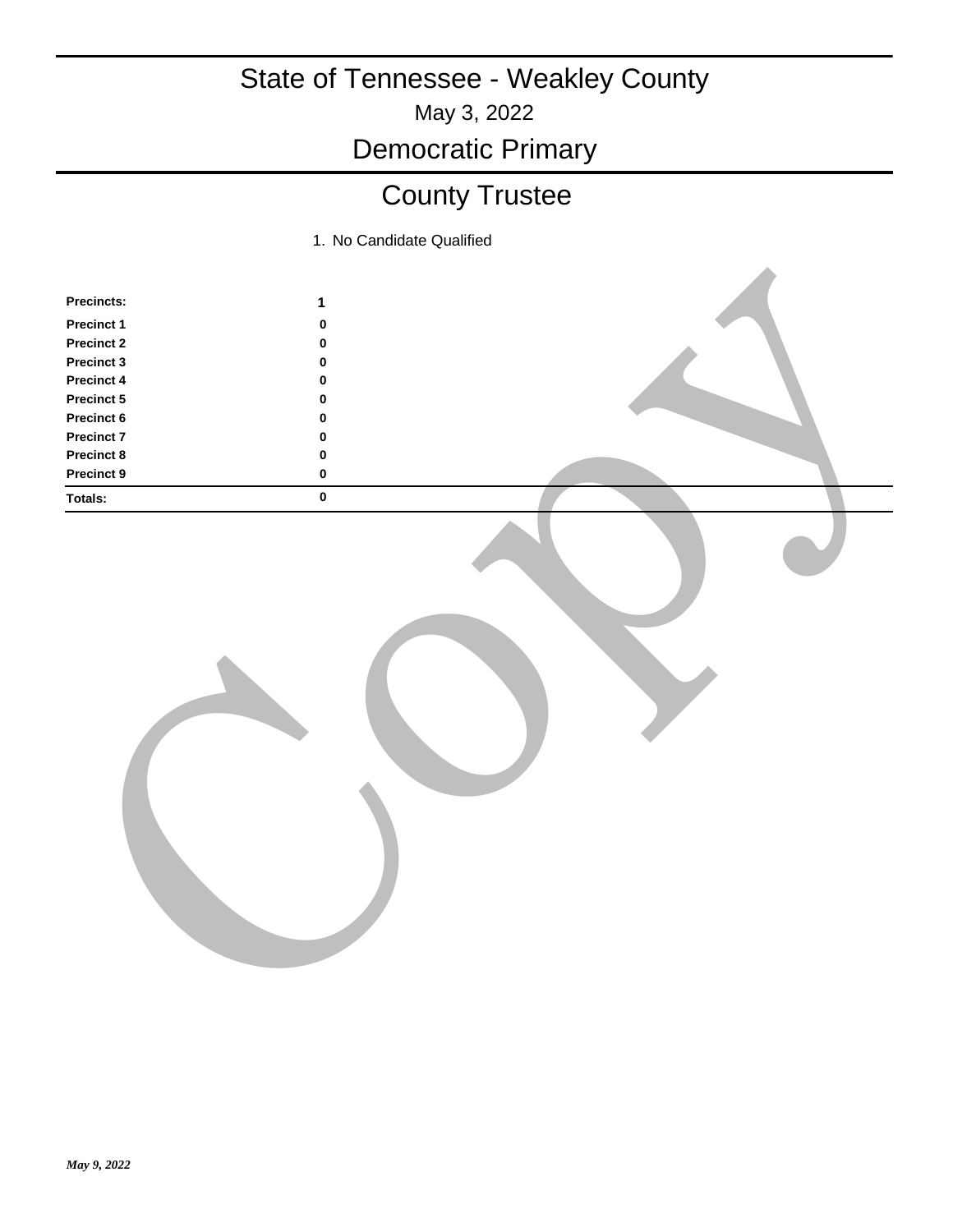# State of Tennessee - Weakley County

May 3, 2022

## Democratic Primary

## County Trustee

| Precincts: | 1 |
|---|---|
| | No Candidate Qualified |
| Precinct 1 | 0 |
| Precinct 2 | 0 |
| Precinct 3 | 0 |
| Precinct 4 | 0 |
| Precinct 5 | 0 |
| Precinct 6 | 0 |
| Precinct 7 | 0 |
| Precinct 8 | 0 |
| Precinct 9 | 0 |
| **Totals:** | 0 |

*May 9, 2022*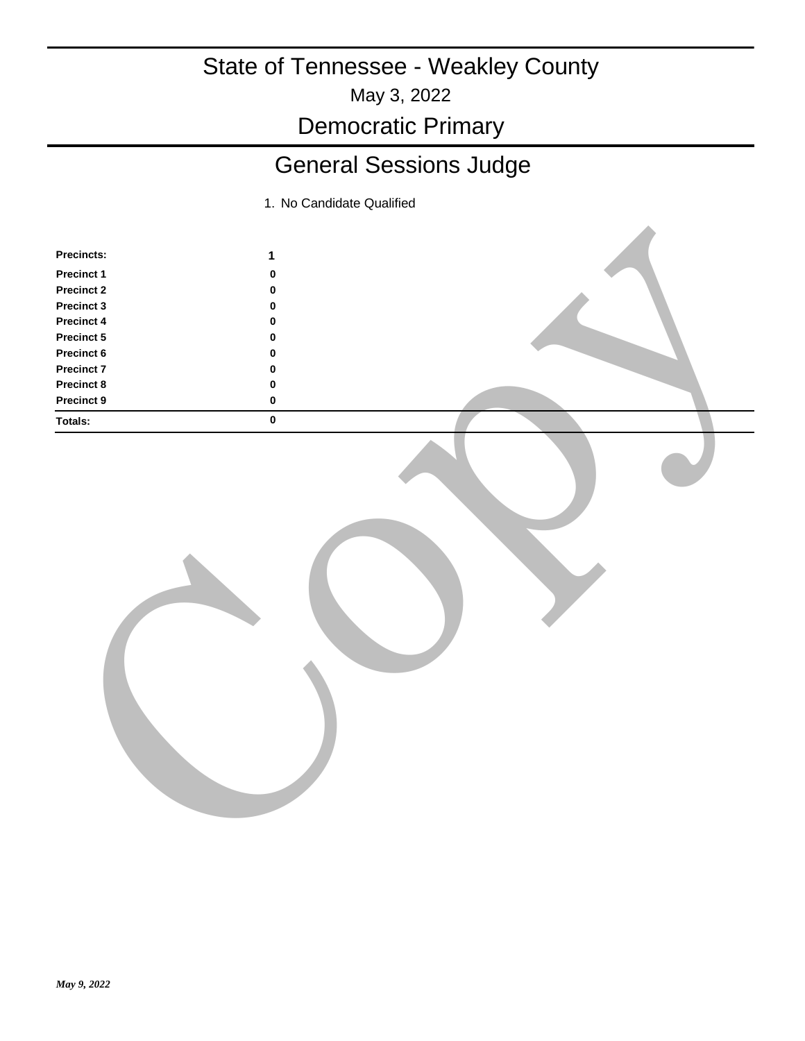# State of Tennessee - Weakley County

May 3, 2022

## Democratic Primary

## General Sessions Judge

| | 1. No Candidate Qualified |
|---|---|
| **Precincts:** | **1** |
| **Precinct 1** | **0** |
| **Precinct 2** | **0** |
| **Precinct 3** | **0** |
| **Precinct 4** | **0** |
| **Precinct 5** | **0** |
| **Precinct 6** | **0** |
| **Precinct 7** | **0** |
| **Precinct 8** | **0** |
| **Precinct 9** | **0** |
| **Totals:** | **0** |

*May 9, 2022*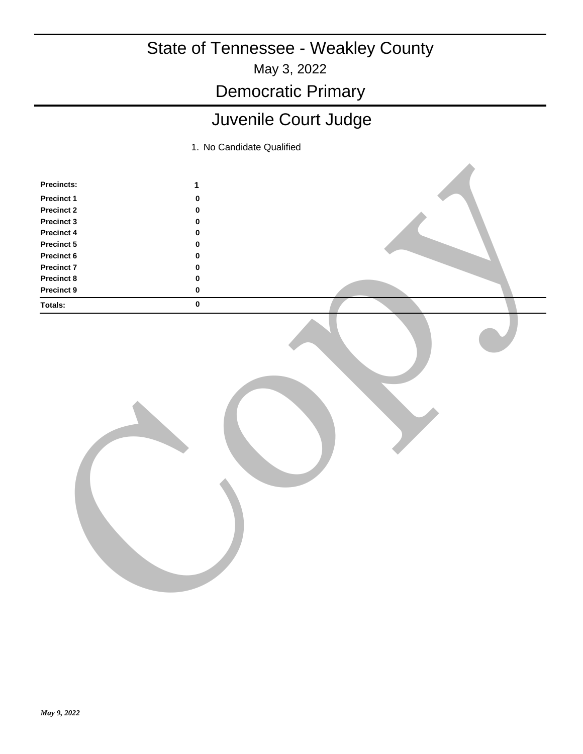# State of Tennessee - Weakley County

May 3, 2022

## Democratic Primary

## Juvenile Court Judge

| | 1. No Candidate Qualified |
|---|---|
| **Precincts:** | **1** |
| **Precinct 1** | 0 |
| **Precinct 2** | 0 |
| **Precinct 3** | 0 |
| **Precinct 4** | 0 |
| **Precinct 5** | 0 |
| **Precinct 6** | 0 |
| **Precinct 7** | 0 |
| **Precinct 8** | 0 |
| **Precinct 9** | 0 |
| **Totals:** | 0 |

Copy

*May 9, 2022*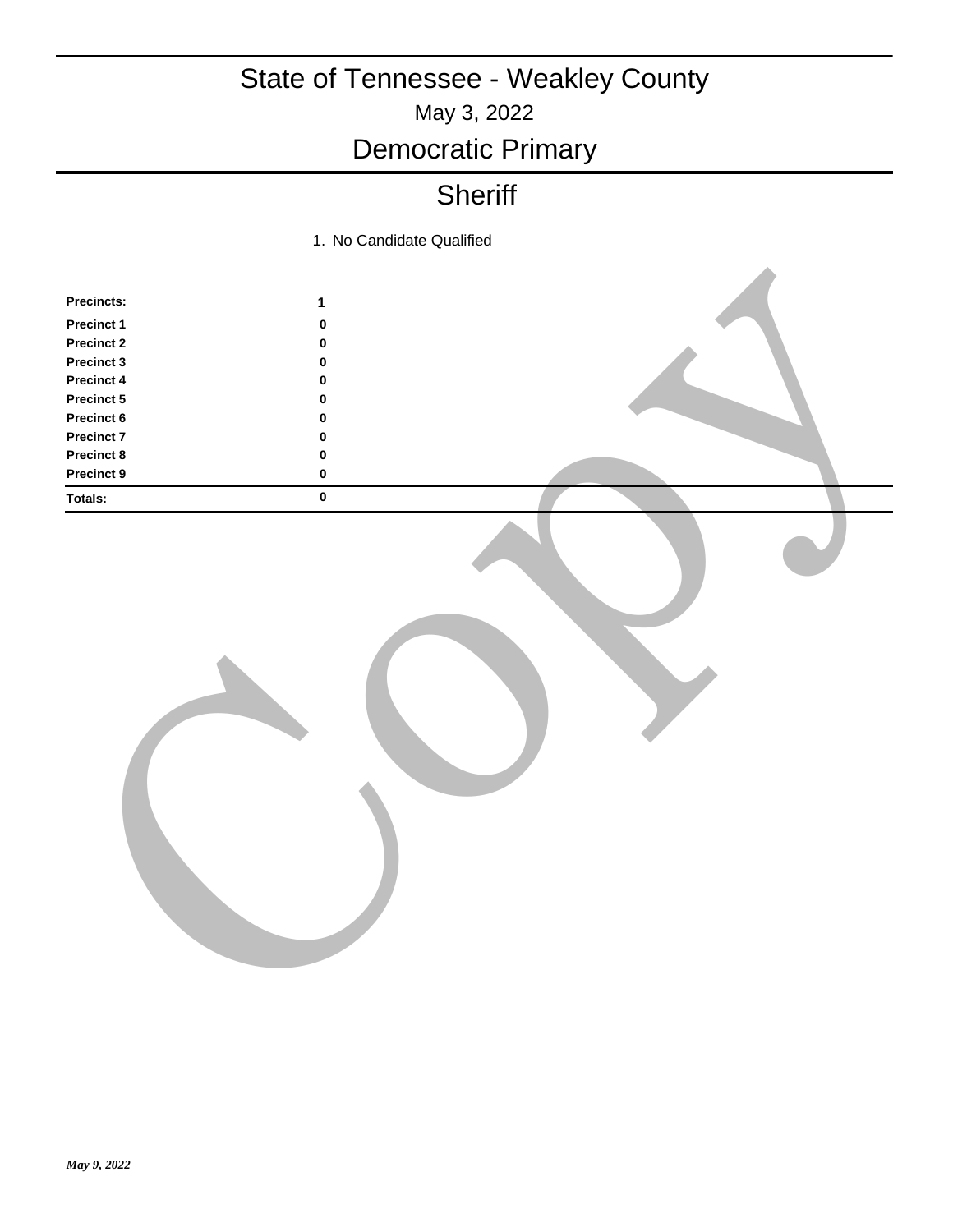# State of Tennessee - Weakley County

May 3, 2022

## Democratic Primary

## Sheriff

| Precincts: | 1. No Candidate Qualified |
| --- | --- |
| Precincts: | 1 |
| Precinct 1 | 0 |
| Precinct 2 | 0 |
| Precinct 3 | 0 |
| Precinct 4 | 0 |
| Precinct 5 | 0 |
| Precinct 6 | 0 |
| Precinct 7 | 0 |
| Precinct 8 | 0 |
| Precinct 9 | 0 |
| **Totals:** | 0 |

*May 9, 2022*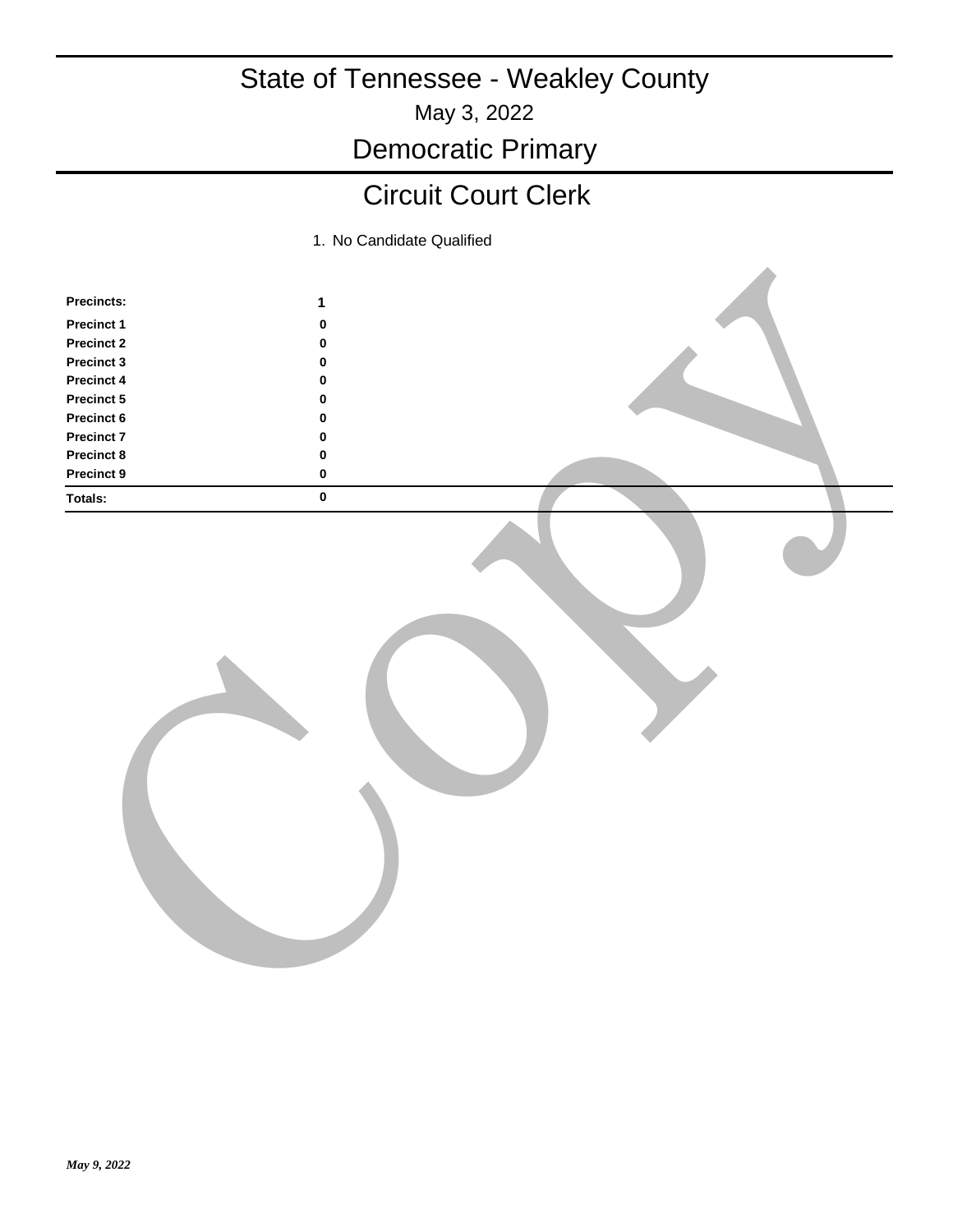# State of Tennessee - Weakley County

May 3, 2022

## Democratic Primary

## Circuit Court Clerk

| | 1. No Candidate Qualified |
|---|---|
| **Precincts:** | **1** |
| **Precinct 1** | **0** |
| **Precinct 2** | **0** |
| **Precinct 3** | **0** |
| **Precinct 4** | **0** |
| **Precinct 5** | **0** |
| **Precinct 6** | **0** |
| **Precinct 7** | **0** |
| **Precinct 8** | **0** |
| **Precinct 9** | **0** |
| **Totals:** | **0** |

*May 9, 2022*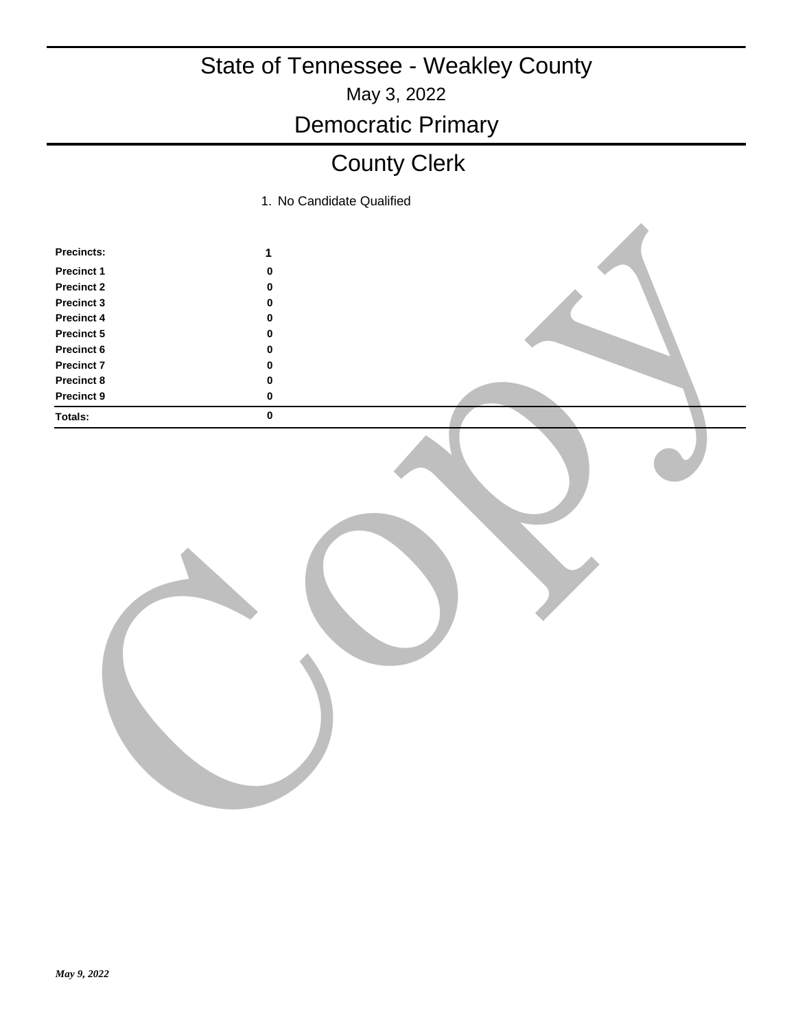# State of Tennessee - Weakley County

May 3, 2022

## Democratic Primary

## County Clerk

| | 1. No Candidate Qualified |
|---|---|
| **Precincts:** | **1** |
| **Precinct 1** | **0** |
| **Precinct 2** | **0** |
| **Precinct 3** | **0** |
| **Precinct 4** | **0** |
| **Precinct 5** | **0** |
| **Precinct 6** | **0** |
| **Precinct 7** | **0** |
| **Precinct 8** | **0** |
| **Precinct 9** | **0** |
| **Totals:** | **0** |

*May 9, 2022*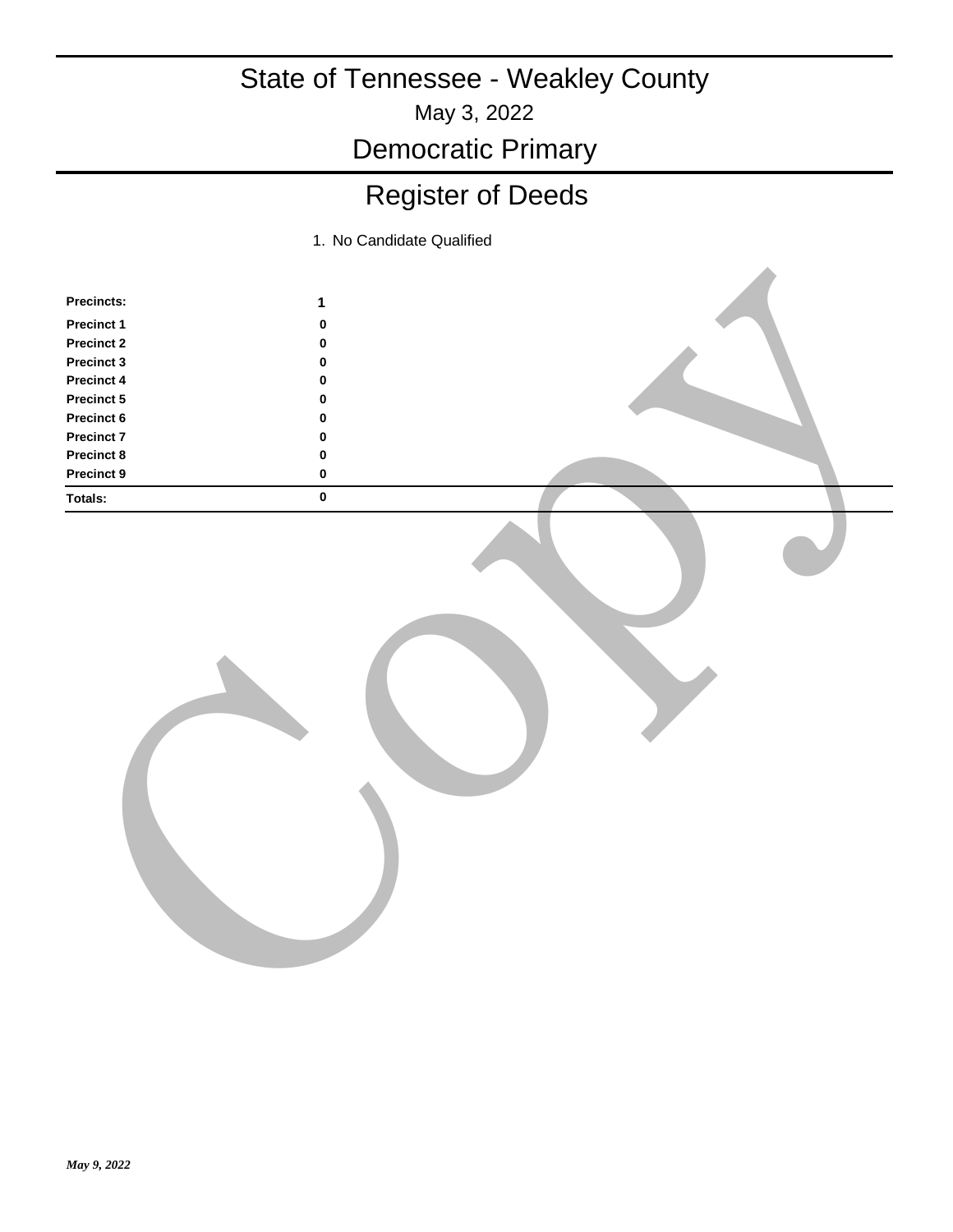# State of Tennessee - Weakley County

May 3, 2022

## Democratic Primary

## Register of Deeds

1. No Candidate Qualified

| Precincts: | 1 |
|---|---|
| Precinct 1 | 0 |
| Precinct 2 | 0 |
| Precinct 3 | 0 |
| Precinct 4 | 0 |
| Precinct 5 | 0 |
| Precinct 6 | 0 |
| Precinct 7 | 0 |
| Precinct 8 | 0 |
| Precinct 9 | 0 |
| **Totals:** | **0** |

*May 9, 2022*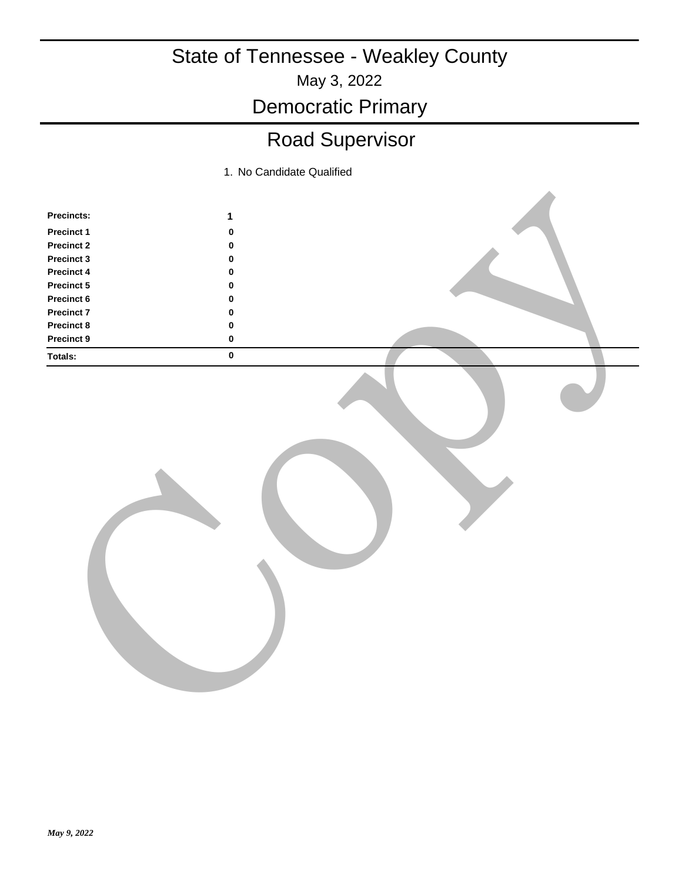# State of Tennessee - Weakley County

May 3, 2022

## Democratic Primary

## Road Supervisor

| | 1. No Candidate Qualified |
|---|---|
| **Precincts:** | **1** |
| **Precinct 1** | 0 |
| **Precinct 2** | 0 |
| **Precinct 3** | 0 |
| **Precinct 4** | 0 |
| **Precinct 5** | 0 |
| **Precinct 6** | 0 |
| **Precinct 7** | 0 |
| **Precinct 8** | 0 |
| **Precinct 9** | 0 |
| **Totals:** | 0 |

*May 9, 2022*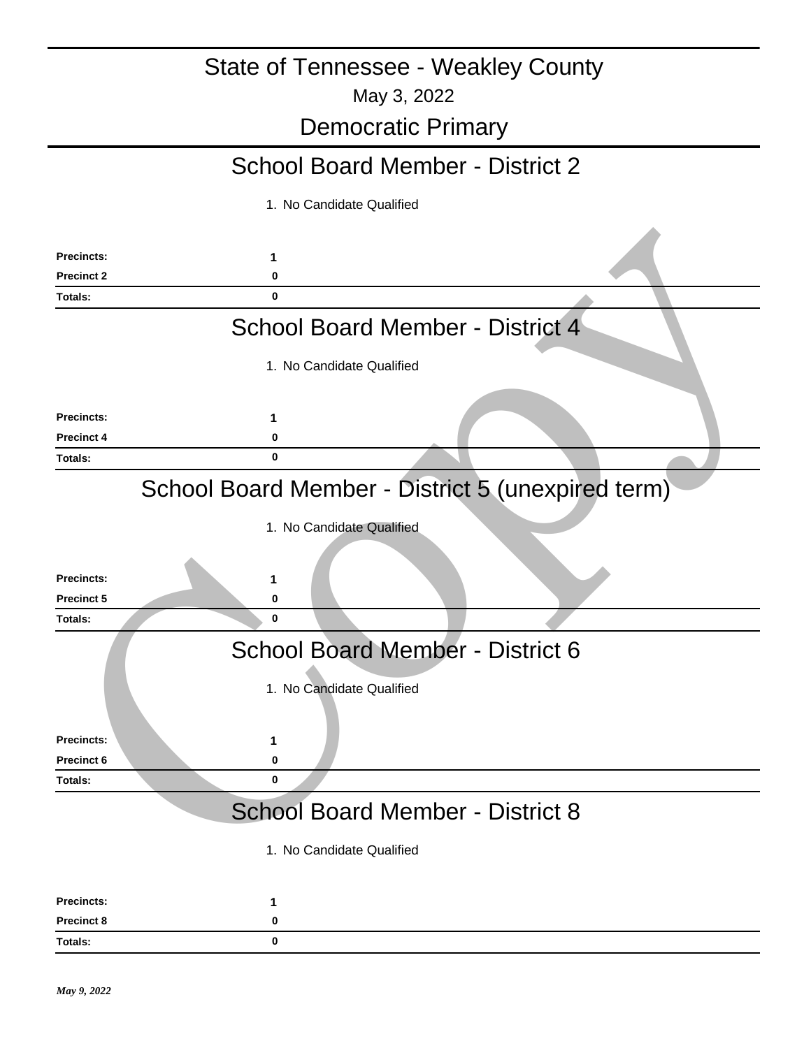# State of Tennessee - Weakley County

May 3, 2022

## Democratic Primary

### School Board Member - District 2

1. No Candidate Qualified

| | |
|---|---|
| **Precincts:** | **1** |
| **Precinct 2** | **0** |
| **Totals:** | **0** |

### School Board Member - District 4

1. No Candidate Qualified

| | |
|---|---|
| **Precincts:** | **1** |
| **Precinct 4** | **0** |
| **Totals:** | **0** |

### School Board Member - District 5 (unexpired term)

1. No Candidate Qualified

| | |
|---|---|
| **Precincts:** | **1** |
| **Precinct 5** | **0** |
| **Totals:** | **0** |

### School Board Member - District 6

1. No Candidate Qualified

| | |
|---|---|
| **Precincts:** | **1** |
| **Precinct 6** | **0** |
| **Totals:** | **0** |

### School Board Member - District 8

1. No Candidate Qualified

| | |
|---|---|
| **Precincts:** | **1** |
| **Precinct 8** | **0** |
| **Totals:** | **0** |

*May 9, 2022*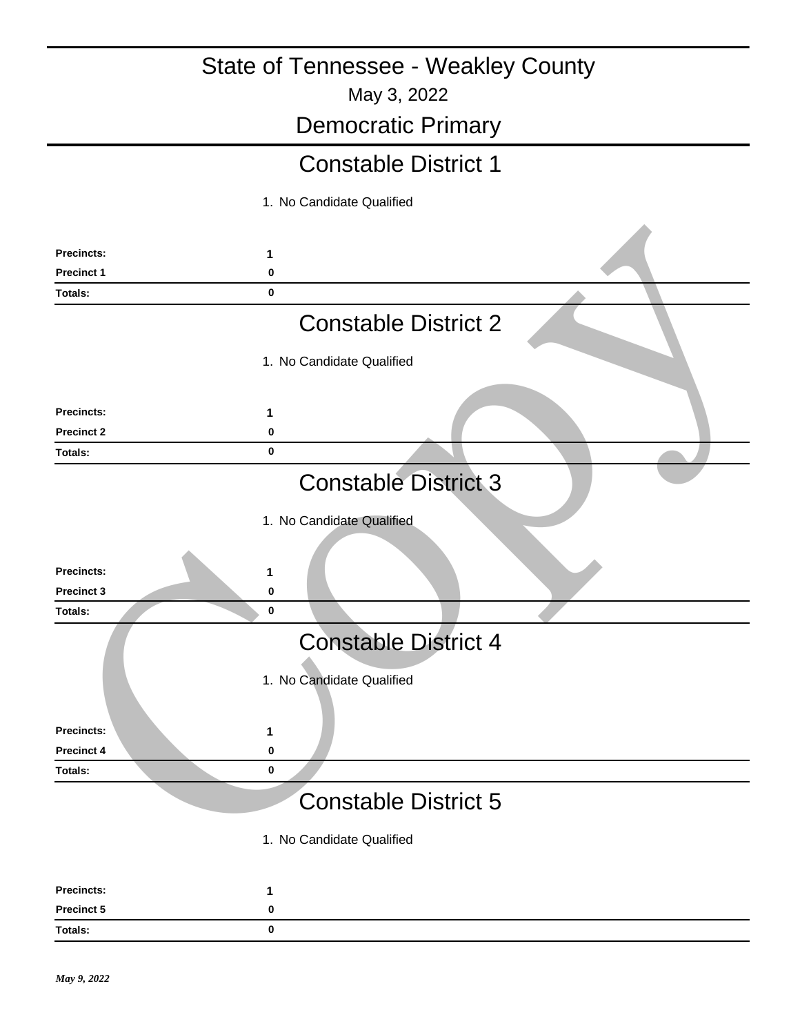# State of Tennessee - Weakley County

May 3, 2022

## Democratic Primary

### Constable District 1

| | 1. No Candidate Qualified |
|---|---|
| **Precincts:** | **1** |
| **Precinct 1** | **0** |
| **Totals:** | **0** |

### Constable District 2

| | 1. No Candidate Qualified |
|---|---|
| **Precincts:** | **1** |
| **Precinct 2** | **0** |
| **Totals:** | **0** |

### Constable District 3

| | 1. No Candidate Qualified |
|---|---|
| **Precincts:** | **1** |
| **Precinct 3** | **0** |
| **Totals:** | **0** |

### Constable District 4

| | 1. No Candidate Qualified |
|---|---|
| **Precincts:** | **1** |
| **Precinct 4** | **0** |
| **Totals:** | **0** |

### Constable District 5

| | 1. No Candidate Qualified |
|---|---|
| **Precincts:** | **1** |
| **Precinct 5** | **0** |
| **Totals:** | **0** |

*May 9, 2022*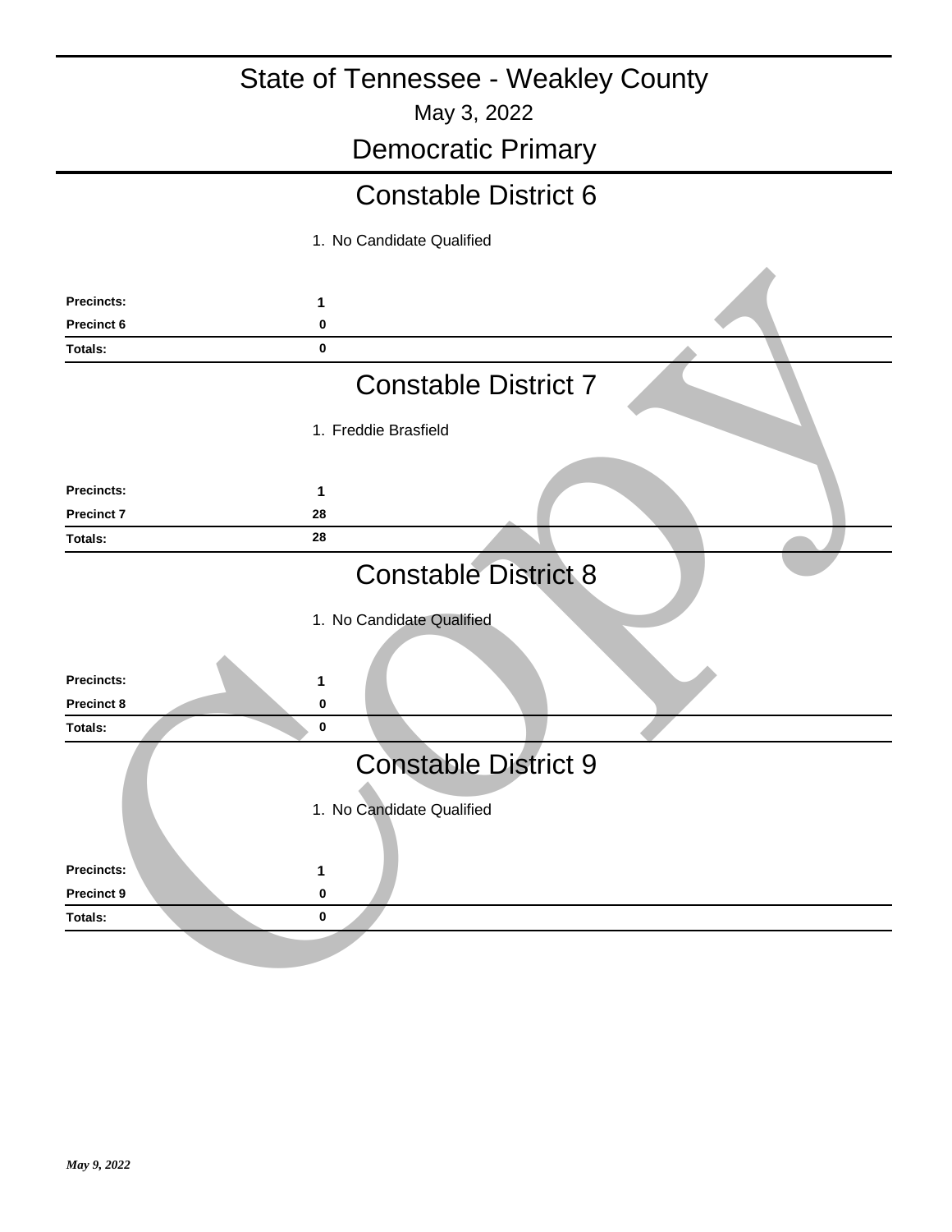# State of Tennessee - Weakley County

May 3, 2022

## Democratic Primary

### Constable District 6

| | 1. No Candidate Qualified |
|---|---|
| **Precincts:** | **1** |
| **Precinct 6** | **0** |
| **Totals:** | **0** |

### Constable District 7

| | 1. Freddie Brasfield |
|---|---|
| **Precincts:** | **1** |
| **Precinct 7** | **28** |
| **Totals:** | **28** |

### Constable District 8

| | 1. No Candidate Qualified |
|---|---|
| **Precincts:** | **1** |
| **Precinct 8** | **0** |
| **Totals:** | **0** |

### Constable District 9

| | 1. No Candidate Qualified |
|---|---|
| **Precincts:** | **1** |
| **Precinct 9** | **0** |
| **Totals:** | **0** |

*May 9, 2022*